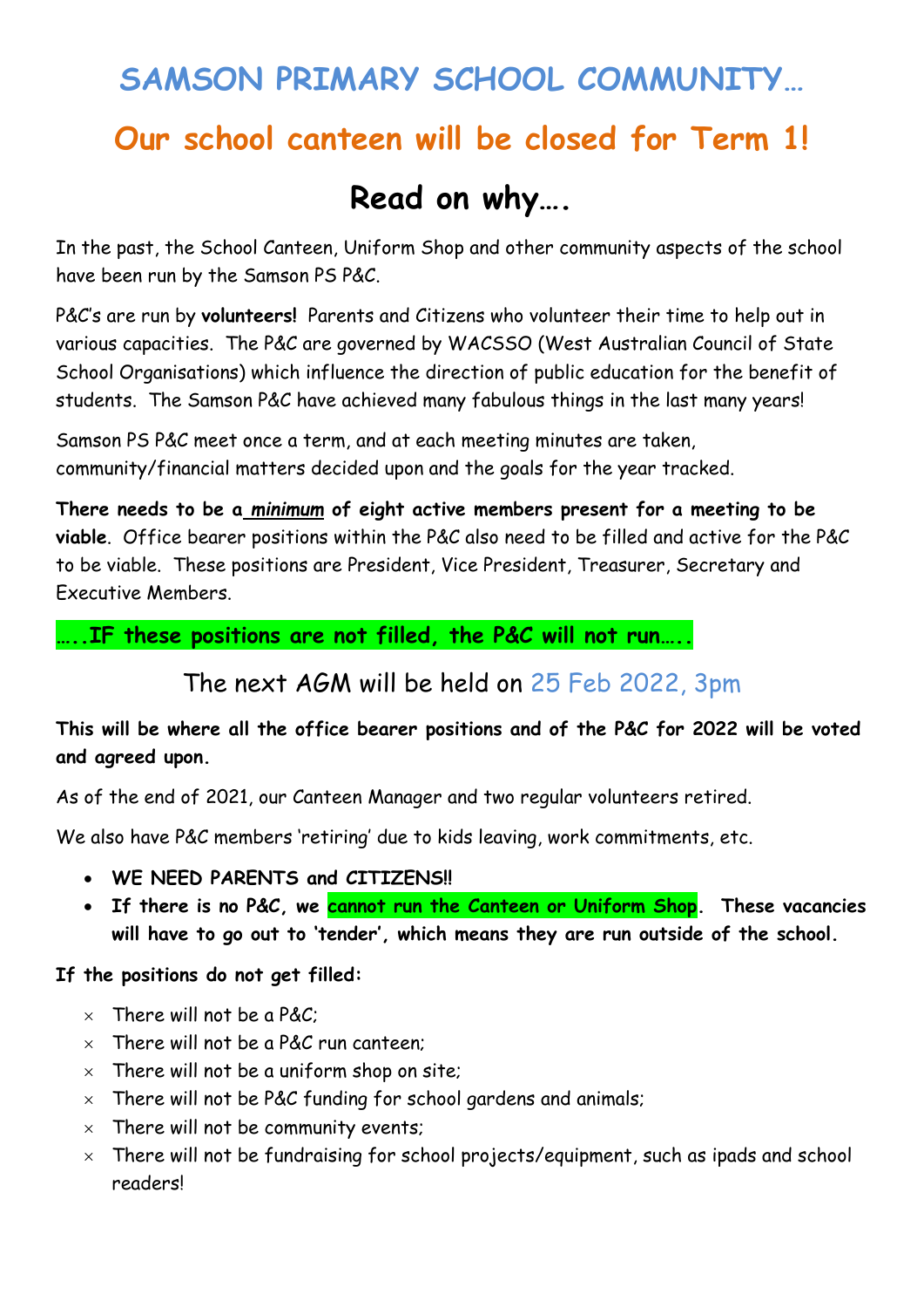# SAMSON PRIMARY SCHOOL COMMUNITY…

## Our school canteen will be closed for Term 1!

## Read on why….

In the past, the School Canteen, Uniform Shop and other community aspects of the school have been run by the Samson PS P&C.

P&C's are run by **volunteers!** Parents and Citizens who volunteer their time to help out in various capacities. The P&C are governed by WACSSO (West Australian Council of State School Organisations) which influence the direction of public education for the benefit of students. The Samson P&C have achieved many fabulous things in the last many years!

Samson PS P&C meet once a term, and at each meeting minutes are taken, community/financial matters decided upon and the goals for the year tracked.

**There needs to be a *minimum* of eight active members present for a meeting to be viable**. Office bearer positions within the P&C also need to be filled and active for the P&C to be viable. These positions are President, Vice President, Treasurer, Secretary and Executive Members.

**…..IF these positions are not filled, the P&C will not run…..**

The next AGM will be held on 25 Feb 2022, 3pm

**This will be where all the office bearer positions and of the P&C for 2022 will be voted and agreed upon.**

As of the end of 2021, our Canteen Manager and two regular volunteers retired.

We also have P&C members 'retiring' due to kids leaving, work commitments, etc.

- **WE NEED PARENTS and CITIZENS!!**
- **If there is no P&C, we cannot run the Canteen or Uniform Shop. These vacancies will have to go out to 'tender', which means they are run outside of the school.**

**If the positions do not get filled:**

- There will not be a P&C;
- There will not be a P&C run canteen;
- There will not be a uniform shop on site;
- There will not be P&C funding for school gardens and animals;
- There will not be community events;
- There will not be fundraising for school projects/equipment, such as ipads and school readers!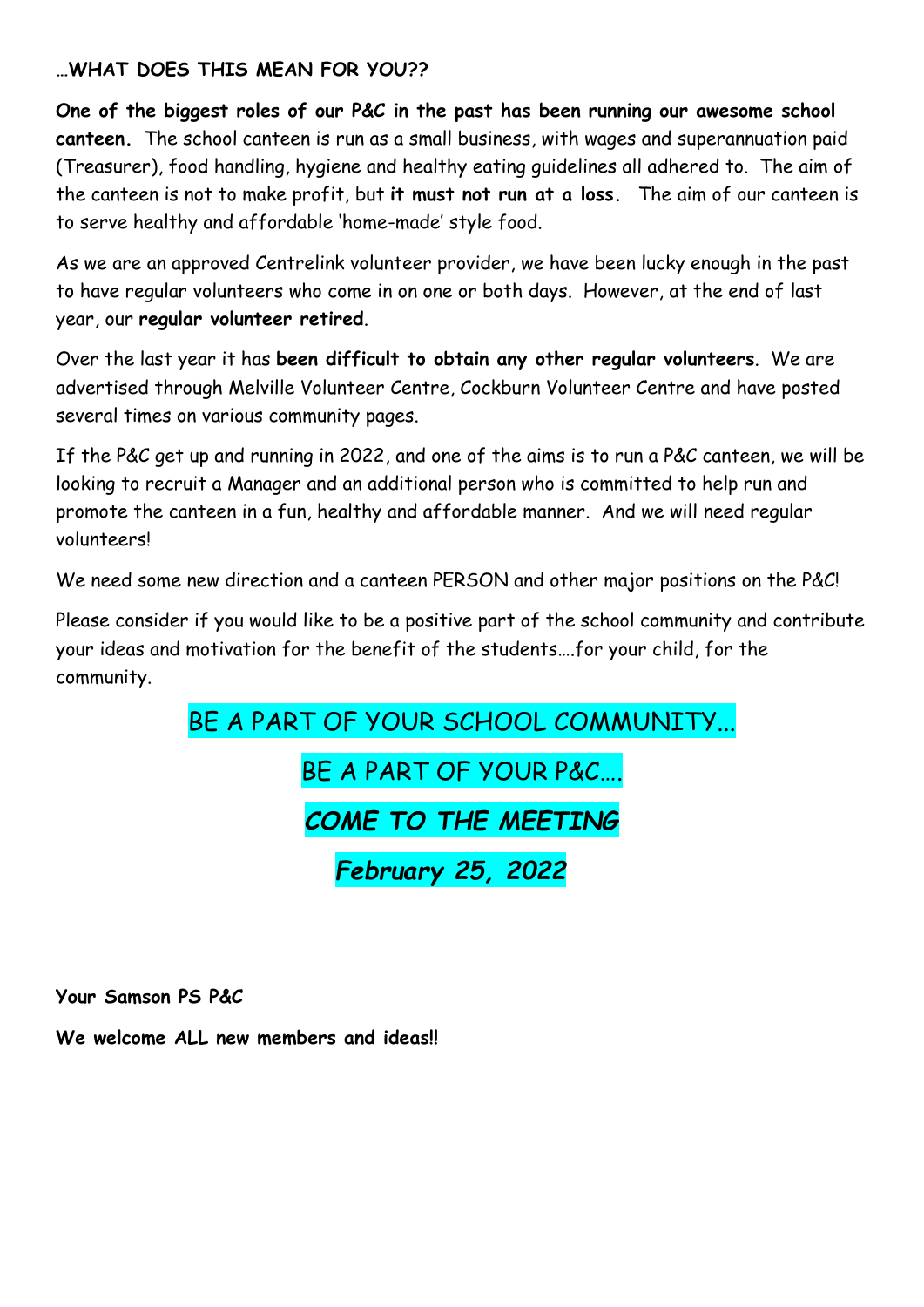**…WHAT DOES THIS MEAN FOR YOU??**

**One of the biggest roles of our P&C in the past has been running our awesome school canteen.** The school canteen is run as a small business, with wages and superannuation paid (Treasurer), food handling, hygiene and healthy eating guidelines all adhered to. The aim of the canteen is not to make profit, but **it must not run at a loss.** The aim of our canteen is to serve healthy and affordable 'home-made' style food.

As we are an approved Centrelink volunteer provider, we have been lucky enough in the past to have regular volunteers who come in on one or both days. However, at the end of last year, our **regular volunteer retired**.

Over the last year it has **been difficult to obtain any other regular volunteers**. We are advertised through Melville Volunteer Centre, Cockburn Volunteer Centre and have posted several times on various community pages.

If the P&C get up and running in 2022, and one of the aims is to run a P&C canteen, we will be looking to recruit a Manager and an additional person who is committed to help run and promote the canteen in a fun, healthy and affordable manner. And we will need regular volunteers!

We need some new direction and a canteen PERSON and other major positions on the P&C!

Please consider if you would like to be a positive part of the school community and contribute your ideas and motivation for the benefit of the students….for your child, for the community.

BE A PART OF YOUR SCHOOL COMMUNITY…

BE A PART OF YOUR P&C….

***COME TO THE MEETING***

***February 25, 2022***

**Your Samson PS P&C**

**We welcome ALL new members and ideas!!**